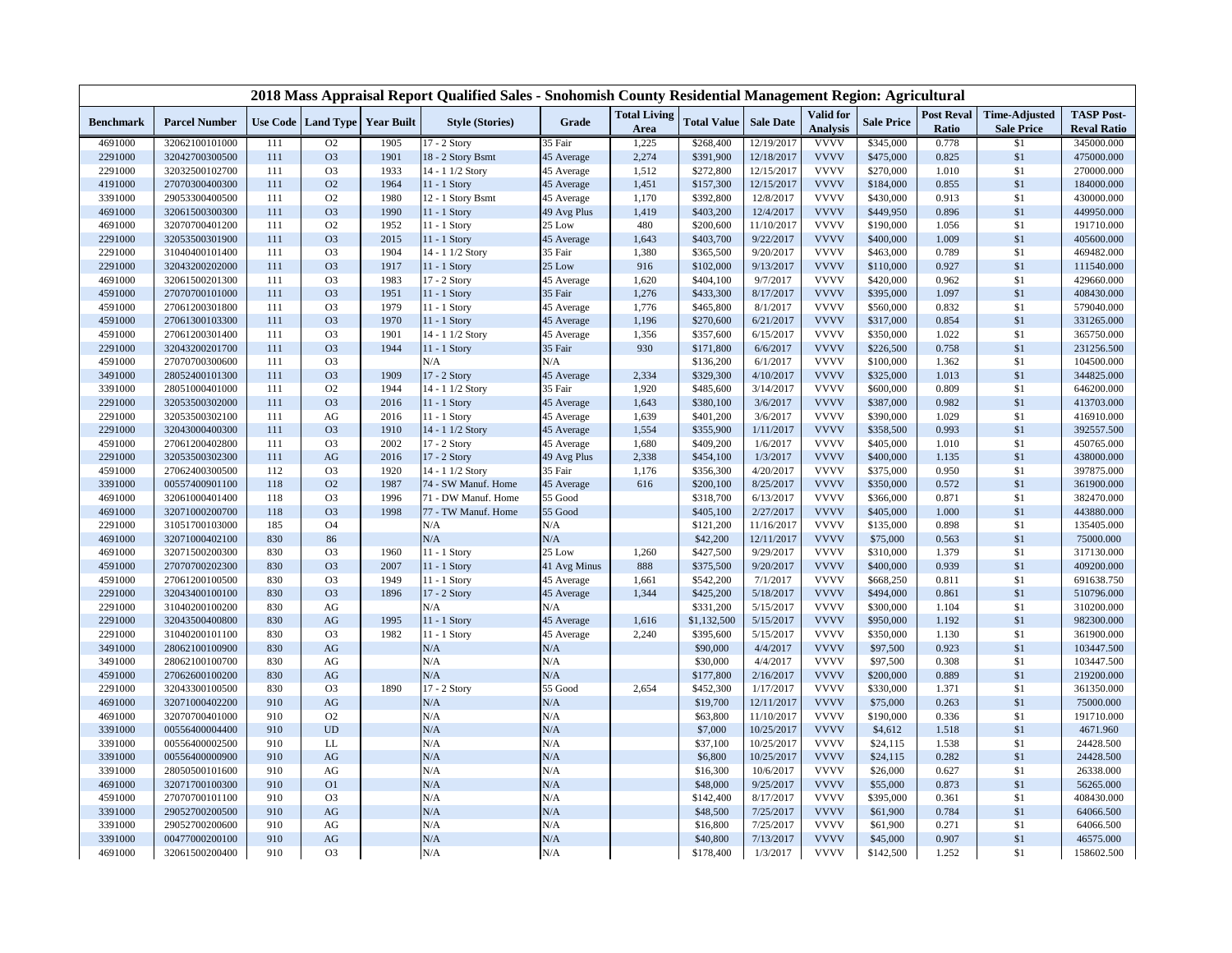# 2018 Mass Appraisal Report Qualified Sales - Snohomish County Residential Management Region: Agricultural

| Benchmark | Parcel Number | Use Code | Land Type | Year Built | Style (Stories) | Grade | Total Living Area | Total Value | Sale Date | Valid for Analysis | Sale Price | Post Reval Ratio | Time-Adjusted Sale Price | TASP Post-Reval Ratio |
|---|---|---|---|---|---|---|---|---|---|---|---|---|---|---|
| 4691000 | 32062100101000 | 111 | O2 | 1905 | 17 - 2 Story | 35 Fair | 1,225 | $268,400 | 12/19/2017 | VVVV | $345,000 | 0.778 | $1 | 345000.000 |
| 2291000 | 32042700300500 | 111 | O3 | 1901 | 18 - 2 Story Bsmt | 45 Average | 2,274 | $391,900 | 12/18/2017 | VVVV | $475,000 | 0.825 | $1 | 475000.000 |
| 2291000 | 32032500102700 | 111 | O3 | 1933 | 14 - 1 1/2 Story | 45 Average | 1,512 | $272,800 | 12/15/2017 | VVVV | $270,000 | 1.010 | $1 | 270000.000 |
| 4191000 | 27070300400300 | 111 | O2 | 1964 | 11 - 1 Story | 45 Average | 1,451 | $157,300 | 12/15/2017 | VVVV | $184,000 | 0.855 | $1 | 184000.000 |
| 3391000 | 29053300400500 | 111 | O2 | 1980 | 12 - 1 Story Bsmt | 45 Average | 1,170 | $392,800 | 12/8/2017 | VVVV | $430,000 | 0.913 | $1 | 430000.000 |
| 4691000 | 32061500300300 | 111 | O3 | 1990 | 11 - 1 Story | 49 Avg Plus | 1,419 | $403,200 | 12/4/2017 | VVVV | $449,950 | 0.896 | $1 | 449950.000 |
| 4691000 | 32070700401200 | 111 | O2 | 1952 | 11 - 1 Story | 25 Low | 480 | $200,600 | 11/10/2017 | VVVV | $190,000 | 1.056 | $1 | 191710.000 |
| 2291000 | 32053500301900 | 111 | O3 | 2015 | 11 - 1 Story | 45 Average | 1,643 | $403,700 | 9/22/2017 | VVVV | $400,000 | 1.009 | $1 | 405600.000 |
| 2291000 | 31040400101400 | 111 | O3 | 1904 | 14 - 1 1/2 Story | 35 Fair | 1,380 | $365,500 | 9/20/2017 | VVVV | $463,000 | 0.789 | $1 | 469482.000 |
| 2291000 | 32043200202000 | 111 | O3 | 1917 | 11 - 1 Story | 25 Low | 916 | $102,000 | 9/13/2017 | VVVV | $110,000 | 0.927 | $1 | 111540.000 |
| 4691000 | 32061500201300 | 111 | O3 | 1983 | 17 - 2 Story | 45 Average | 1,620 | $404,100 | 9/7/2017 | VVVV | $420,000 | 0.962 | $1 | 429660.000 |
| 4591000 | 27070700101000 | 111 | O3 | 1951 | 11 - 1 Story | 35 Fair | 1,276 | $433,300 | 8/17/2017 | VVVV | $395,000 | 1.097 | $1 | 408430.000 |
| 4591000 | 27061200301800 | 111 | O3 | 1979 | 11 - 1 Story | 45 Average | 1,776 | $465,800 | 8/1/2017 | VVVV | $560,000 | 0.832 | $1 | 579040.000 |
| 4591000 | 27061300103300 | 111 | O3 | 1970 | 11 - 1 Story | 45 Average | 1,196 | $270,600 | 6/21/2017 | VVVV | $317,000 | 0.854 | $1 | 331265.000 |
| 4591000 | 27061200301400 | 111 | O3 | 1901 | 14 - 1 1/2 Story | 45 Average | 1,356 | $357,600 | 6/15/2017 | VVVV | $350,000 | 1.022 | $1 | 365750.000 |
| 2291000 | 32043200201700 | 111 | O3 | 1944 | 11 - 1 Story | 35 Fair | 930 | $171,800 | 6/6/2017 | VVVV | $226,500 | 0.758 | $1 | 231256.500 |
| 4591000 | 27070700300600 | 111 | O3 | | N/A | N/A | | $136,200 | 6/1/2017 | VVVV | $100,000 | 1.362 | $1 | 104500.000 |
| 3491000 | 28052400101300 | 111 | O3 | 1909 | 17 - 2 Story | 45 Average | 2,334 | $329,300 | 4/10/2017 | VVVV | $325,000 | 1.013 | $1 | 344825.000 |
| 3391000 | 28051000401000 | 111 | O2 | 1944 | 14 - 1 1/2 Story | 35 Fair | 1,920 | $485,600 | 3/14/2017 | VVVV | $600,000 | 0.809 | $1 | 646200.000 |
| 2291000 | 32053500302000 | 111 | O3 | 2016 | 11 - 1 Story | 45 Average | 1,643 | $380,100 | 3/6/2017 | VVVV | $387,000 | 0.982 | $1 | 413703.000 |
| 2291000 | 32053500302100 | 111 | AG | 2016 | 11 - 1 Story | 45 Average | 1,639 | $401,200 | 3/6/2017 | VVVV | $390,000 | 1.029 | $1 | 416910.000 |
| 2291000 | 32043000400300 | 111 | O3 | 1910 | 14 - 1 1/2 Story | 45 Average | 1,554 | $355,900 | 1/11/2017 | VVVV | $358,500 | 0.993 | $1 | 392557.500 |
| 4591000 | 27061200402800 | 111 | O3 | 2002 | 17 - 2 Story | 45 Average | 1,680 | $409,200 | 1/6/2017 | VVVV | $405,000 | 1.010 | $1 | 450765.000 |
| 2291000 | 32053500302300 | 111 | AG | 2016 | 17 - 2 Story | 49 Avg Plus | 2,338 | $454,100 | 1/3/2017 | VVVV | $400,000 | 1.135 | $1 | 438000.000 |
| 4591000 | 27062400300500 | 112 | O3 | 1920 | 14 - 1 1/2 Story | 35 Fair | 1,176 | $356,300 | 4/20/2017 | VVVV | $375,000 | 0.950 | $1 | 397875.000 |
| 3391000 | 00557400901100 | 118 | O2 | 1987 | 74 - SW Manuf. Home | 45 Average | 616 | $200,100 | 8/25/2017 | VVVV | $350,000 | 0.572 | $1 | 361900.000 |
| 4691000 | 32061000401400 | 118 | O3 | 1996 | 71 - DW Manuf. Home | 55 Good | | $318,700 | 6/13/2017 | VVVV | $366,000 | 0.871 | $1 | 382470.000 |
| 4691000 | 32071000200700 | 118 | O3 | 1998 | 77 - TW Manuf. Home | 55 Good | | $405,100 | 2/27/2017 | VVVV | $405,000 | 1.000 | $1 | 443880.000 |
| 2291000 | 31051700103000 | 185 | O4 | | N/A | N/A | | $121,200 | 11/16/2017 | VVVV | $135,000 | 0.898 | $1 | 135405.000 |
| 4691000 | 32071000402100 | 830 | 86 | | N/A | N/A | | $42,200 | 12/11/2017 | VVVV | $75,000 | 0.563 | $1 | 75000.000 |
| 4691000 | 32071500200300 | 830 | O3 | 1960 | 11 - 1 Story | 25 Low | 1,260 | $427,500 | 9/29/2017 | VVVV | $310,000 | 1.379 | $1 | 317130.000 |
| 4591000 | 27070700202300 | 830 | O3 | 2007 | 11 - 1 Story | 41 Avg Minus | 888 | $375,500 | 9/20/2017 | VVVV | $400,000 | 0.939 | $1 | 409200.000 |
| 4591000 | 27061200100500 | 830 | O3 | 1949 | 11 - 1 Story | 45 Average | 1,661 | $542,200 | 7/1/2017 | VVVV | $668,250 | 0.811 | $1 | 691638.750 |
| 2291000 | 32043400100100 | 830 | O3 | 1896 | 17 - 2 Story | 45 Average | 1,344 | $425,200 | 5/18/2017 | VVVV | $494,000 | 0.861 | $1 | 510796.000 |
| 2291000 | 31040200100200 | 830 | AG | | N/A | N/A | | $331,200 | 5/15/2017 | VVVV | $300,000 | 1.104 | $1 | 310200.000 |
| 2291000 | 32043500400800 | 830 | AG | 1995 | 11 - 1 Story | 45 Average | 1,616 | $1,132,500 | 5/15/2017 | VVVV | $950,000 | 1.192 | $1 | 982300.000 |
| 2291000 | 31040200101100 | 830 | O3 | 1982 | 11 - 1 Story | 45 Average | 2,240 | $395,600 | 5/15/2017 | VVVV | $350,000 | 1.130 | $1 | 361900.000 |
| 3491000 | 28062100100900 | 830 | AG | | N/A | N/A | | $90,000 | 4/4/2017 | VVVV | $97,500 | 0.923 | $1 | 103447.500 |
| 3491000 | 28062100100700 | 830 | AG | | N/A | N/A | | $30,000 | 4/4/2017 | VVVV | $97,500 | 0.308 | $1 | 103447.500 |
| 4591000 | 27062600100200 | 830 | AG | | N/A | N/A | | $177,800 | 2/16/2017 | VVVV | $200,000 | 0.889 | $1 | 219200.000 |
| 2291000 | 32043300100500 | 830 | O3 | 1890 | 17 - 2 Story | 55 Good | 2,654 | $452,300 | 1/17/2017 | VVVV | $330,000 | 1.371 | $1 | 361350.000 |
| 4691000 | 32071000402200 | 910 | AG | | N/A | N/A | | $19,700 | 12/11/2017 | VVVV | $75,000 | 0.263 | $1 | 75000.000 |
| 4691000 | 32070700401000 | 910 | O2 | | N/A | N/A | | $63,800 | 11/10/2017 | VVVV | $190,000 | 0.336 | $1 | 191710.000 |
| 3391000 | 00556400004400 | 910 | UD | | N/A | N/A | | $7,000 | 10/25/2017 | VVVV | $4,612 | 1.518 | $1 | 4671.960 |
| 3391000 | 00556400002500 | 910 | LL | | N/A | N/A | | $37,100 | 10/25/2017 | VVVV | $24,115 | 1.538 | $1 | 24428.500 |
| 3391000 | 00556400000900 | 910 | AG | | N/A | N/A | | $6,800 | 10/25/2017 | VVVV | $24,115 | 0.282 | $1 | 24428.500 |
| 3391000 | 28050500101600 | 910 | AG | | N/A | N/A | | $16,300 | 10/6/2017 | VVVV | $26,000 | 0.627 | $1 | 26338.000 |
| 4691000 | 32071700100300 | 910 | O1 | | N/A | N/A | | $48,000 | 9/25/2017 | VVVV | $55,000 | 0.873 | $1 | 56265.000 |
| 4591000 | 27070700101100 | 910 | O3 | | N/A | N/A | | $142,400 | 8/17/2017 | VVVV | $395,000 | 0.361 | $1 | 408430.000 |
| 3391000 | 29052700200500 | 910 | AG | | N/A | N/A | | $48,500 | 7/25/2017 | VVVV | $61,900 | 0.784 | $1 | 64066.500 |
| 3391000 | 29052700200600 | 910 | AG | | N/A | N/A | | $16,800 | 7/25/2017 | VVVV | $61,900 | 0.271 | $1 | 64066.500 |
| 3391000 | 00477000200100 | 910 | AG | | N/A | N/A | | $40,800 | 7/13/2017 | VVVV | $45,000 | 0.907 | $1 | 46575.000 |
| 4691000 | 32061500200400 | 910 | O3 | | N/A | N/A | | $178,400 | 1/3/2017 | VVVV | $142,500 | 1.252 | $1 | 158602.500 |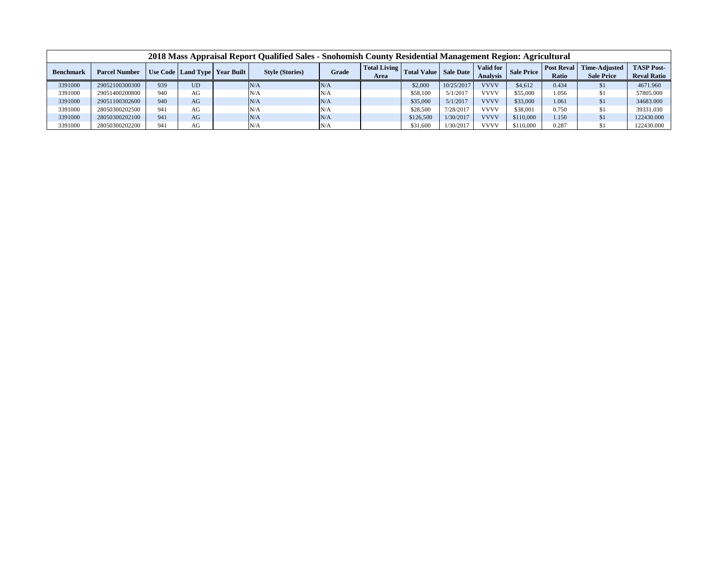# 2018 Mass Appraisal Report Qualified Sales - Snohomish County Residential Management Region: Agricultural

| Benchmark | Parcel Number | Use Code | Land Type | Year Built | Style (Stories) | Grade | Total Living Area | Total Value | Sale Date | Valid for Analysis | Sale Price | Post Reval Ratio | Time-Adjusted Sale Price | TASP Post-Reval Ratio |
|---|---|---|---|---|---|---|---|---|---|---|---|---|---|---|
| 3391000 | 29052100300300 | 939 | UD | | N/A | N/A | | $2,000 | 10/25/2017 | VVVV | $4,612 | 0.434 | $1 | 4671.960 |
| 3391000 | 29051400200800 | 940 | AG | | N/A | N/A | | $58,100 | 5/1/2017 | VVVV | $55,000 | 1.056 | $1 | 57805.000 |
| 3391000 | 29051100302600 | 940 | AG | | N/A | N/A | | $35,000 | 5/1/2017 | VVVV | $33,000 | 1.061 | $1 | 34683.000 |
| 3391000 | 28050300202500 | 941 | AG | | N/A | N/A | | $28,500 | 7/28/2017 | VVVV | $38,001 | 0.750 | $1 | 39331.030 |
| 3391000 | 28050300202100 | 941 | AG | | N/A | N/A | | $126,500 | 1/30/2017 | VVVV | $110,000 | 1.150 | $1 | 122430.000 |
| 3391000 | 28050300202200 | 941 | AG | | N/A | N/A | | $31,600 | 1/30/2017 | VVVV | $110,000 | 0.287 | $1 | 122430.000 |